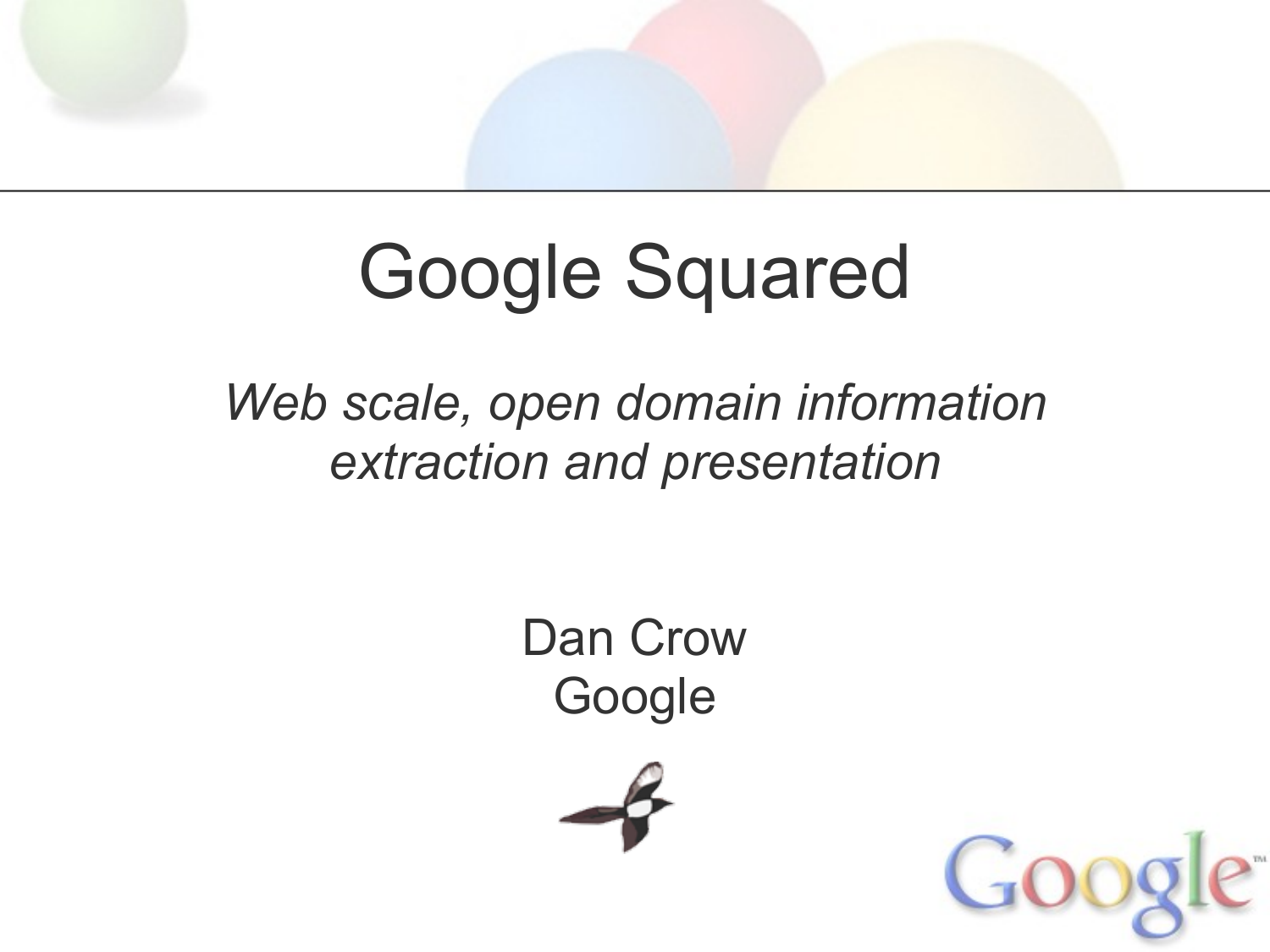# Google Squared

*Web scale, open domain information extraction and presentation*

Dan Crow
Google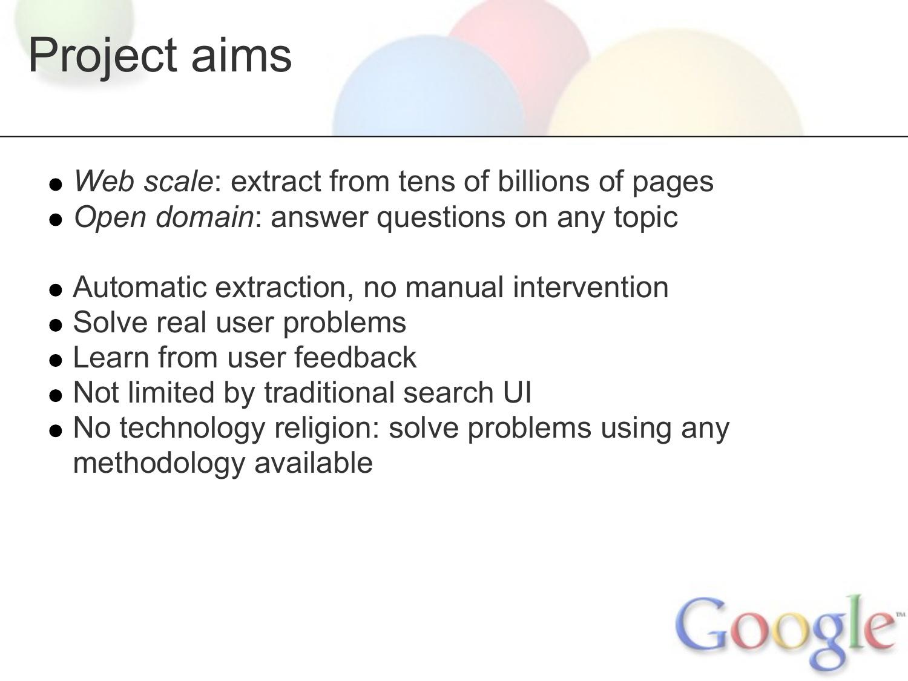# Project aims

- *Web scale*: extract from tens of billions of pages
- *Open domain*: answer questions on any topic

- Automatic extraction, no manual intervention
- Solve real user problems
- Learn from user feedback
- Not limited by traditional search UI
- No technology religion: solve problems using any methodology available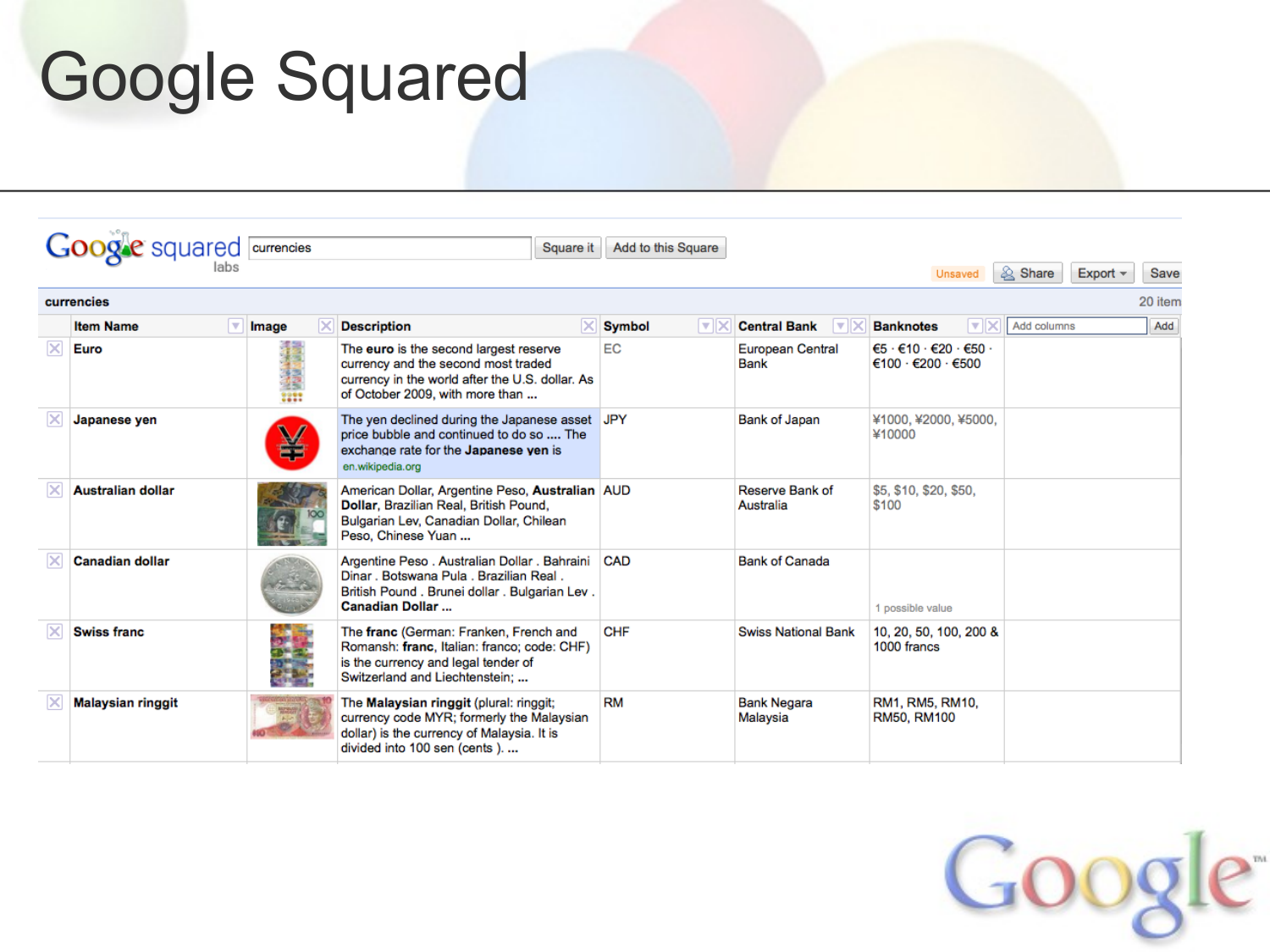# Google Squared

Google squared labs | currencies | Square it | Add to this Square

Unsaved | Share | Export | Save

**currencies** — 20 item

| Item Name | Image | Description | Symbol | Central Bank | Banknotes |
|---|---|---|---|---|---|
| Euro | | The **euro** is the second largest reserve currency and the second most traded currency in the world after the U.S. dollar. As of October 2009, with more than ... | EC | European Central Bank | €5 · €10 · €20 · €50 · €100 · €200 · €500 |
| Japanese yen | | The yen declined during the Japanese asset price bubble and continued to do so .... The exchange rate for the **Japanese yen** is en.wikipedia.org | JPY | Bank of Japan | ¥1000, ¥2000, ¥5000, ¥10000 |
| Australian dollar | | American Dollar, Argentine Peso, **Australian Dollar**, Brazilian Real, British Pound, Bulgarian Lev, Canadian Dollar, Chilean Peso, Chinese Yuan ... | AUD | Reserve Bank of Australia | $5, $10, $20, $50, $100 |
| Canadian dollar | | Argentine Peso . Australian Dollar . Bahraini Dinar . Botswana Pula . Brazilian Real . British Pound . Brunei dollar . Bulgarian Lev . **Canadian Dollar** ... | CAD | Bank of Canada | 1 possible value |
| Swiss franc | | The **franc** (German: Franken, French and Romansh: **franc**, Italian: franco; code: CHF) is the currency and legal tender of Switzerland and Liechtenstein; ... | CHF | Swiss National Bank | 10, 20, 50, 100, 200 & 1000 francs |
| Malaysian ringgit | | The **Malaysian ringgit** (plural: ringgit; currency code MYR; formerly the Malaysian dollar) is the currency of Malaysia. It is divided into 100 sen (cents ). ... | RM | Bank Negara Malaysia | RM1, RM5, RM10, RM50, RM100 |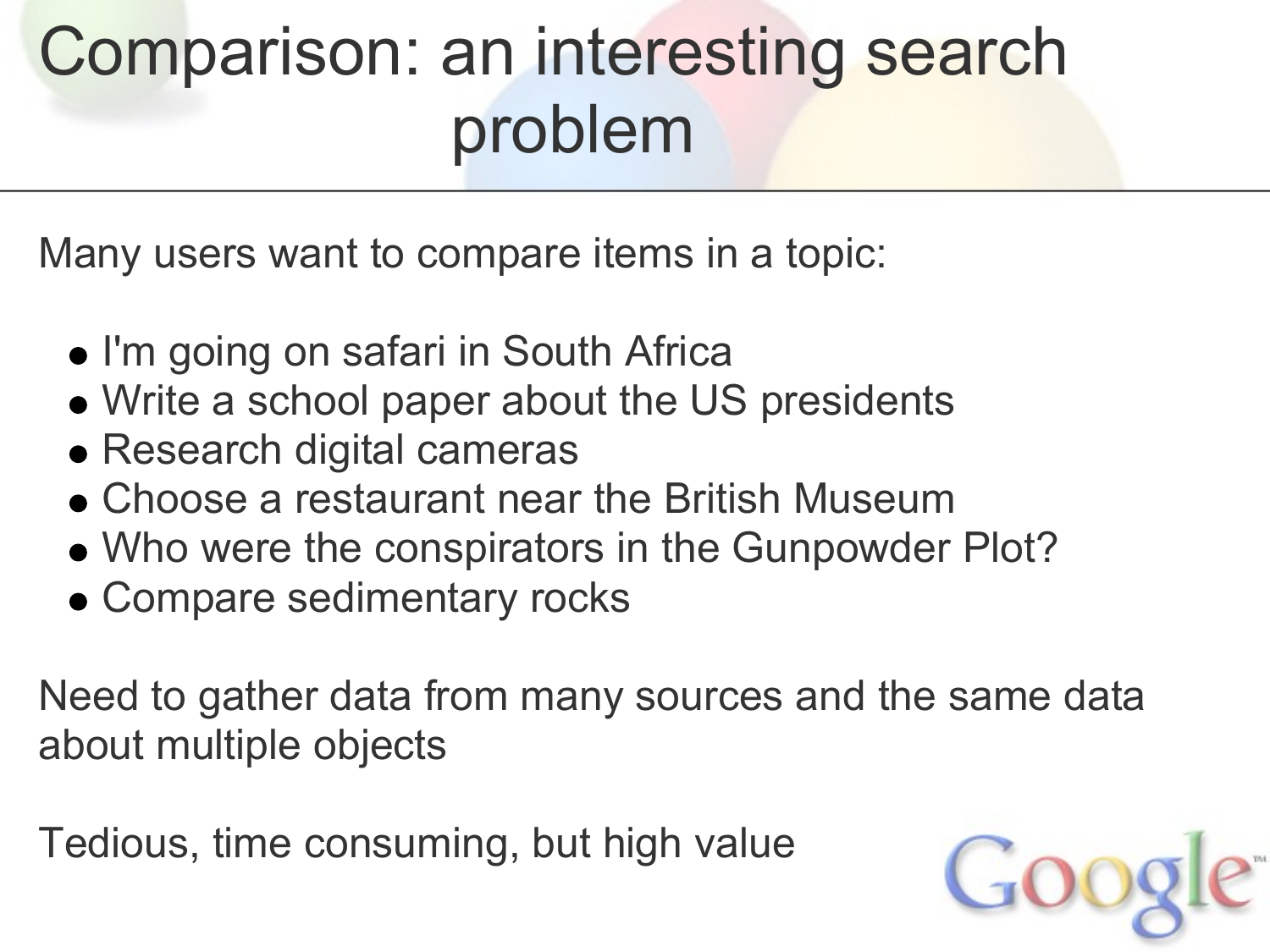# Comparison: an interesting search problem

Many users want to compare items in a topic:

- I'm going on safari in South Africa
- Write a school paper about the US presidents
- Research digital cameras
- Choose a restaurant near the British Museum
- Who were the conspirators in the Gunpowder Plot?
- Compare sedimentary rocks

Need to gather data from many sources and the same data about multiple objects

Tedious, time consuming, but high value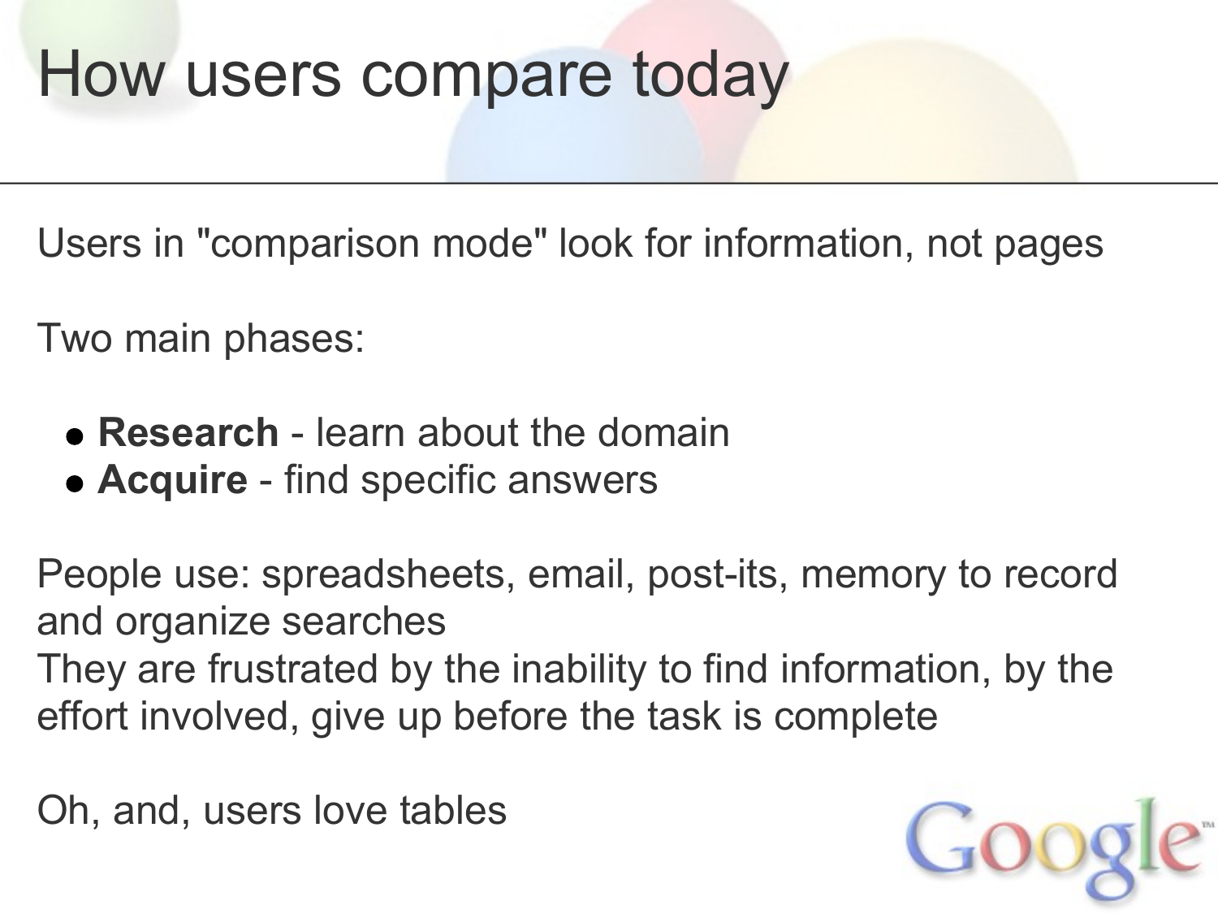# How users compare today

Users in "comparison mode" look for information, not pages

Two main phases:

- **Research** - learn about the domain
- **Acquire** - find specific answers

People use: spreadsheets, email, post-its, memory to record and organize searches
They are frustrated by the inability to find information, by the effort involved, give up before the task is complete

Oh, and, users love tables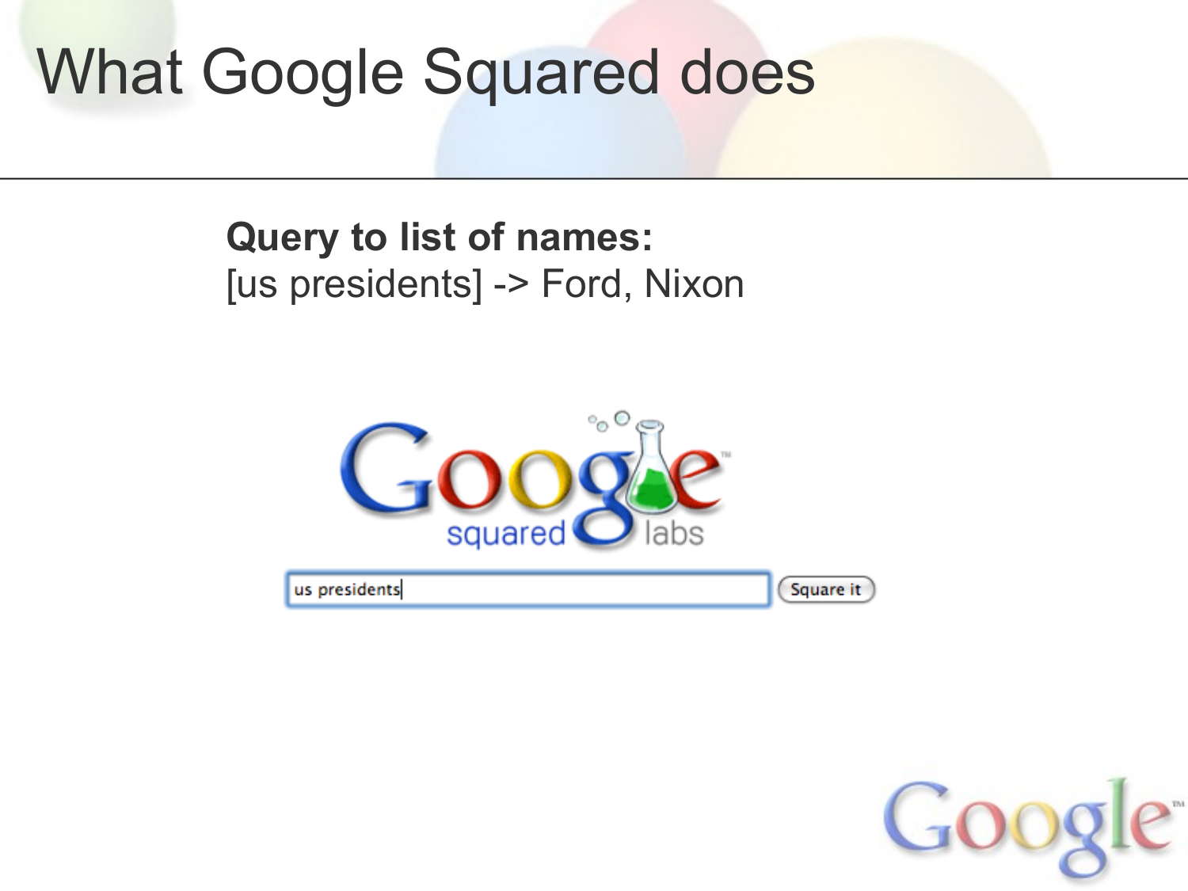# What Google Squared does

**Query to list of names:**
[us presidents] -> Ford, Nixon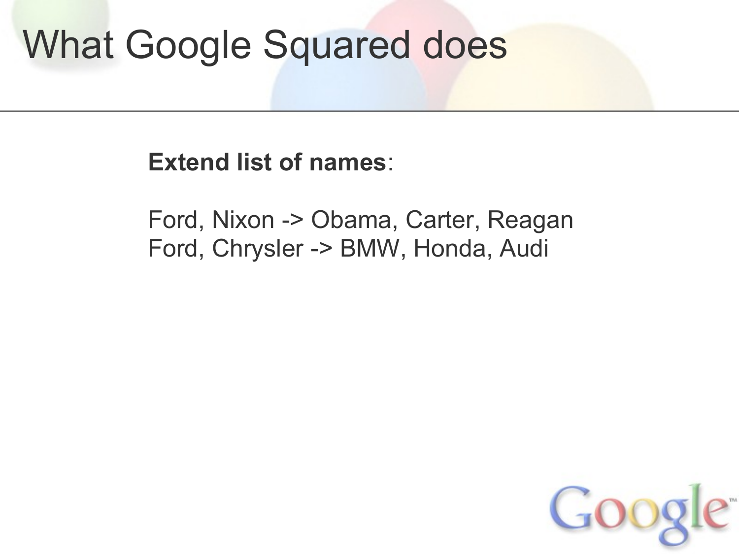# What Google Squared does

**Extend list of names**:

Ford, Nixon -> Obama, Carter, Reagan
Ford, Chrysler -> BMW, Honda, Audi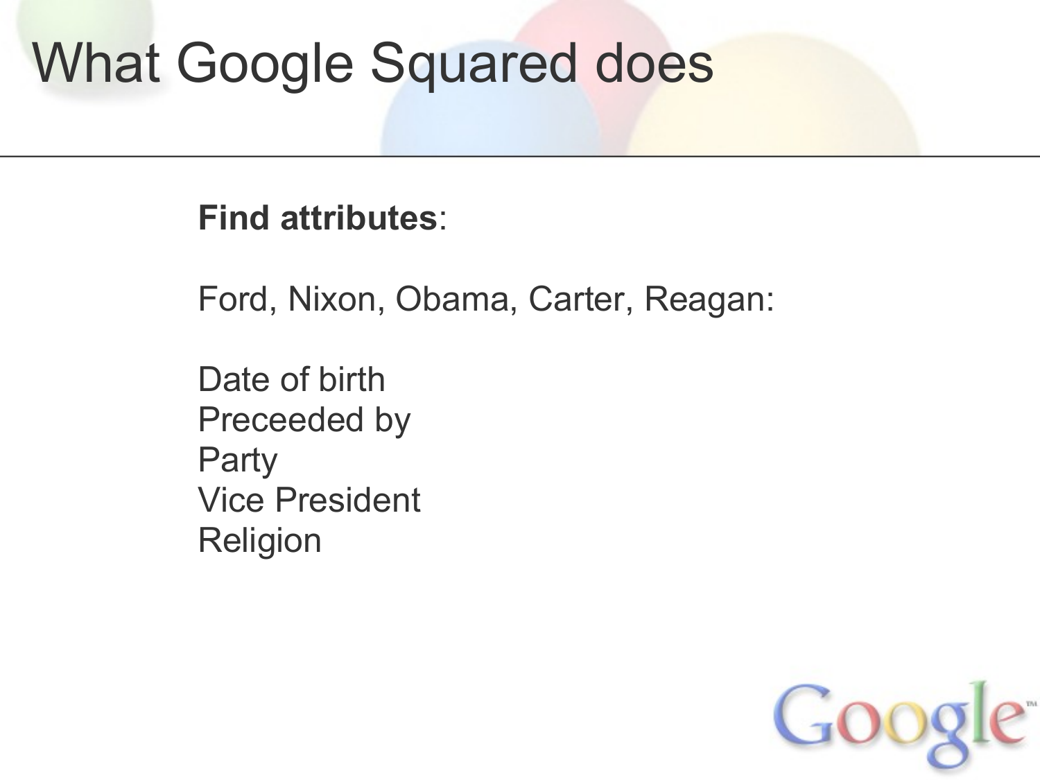# What Google Squared does

**Find attributes**:

Ford, Nixon, Obama, Carter, Reagan:

Date of birth
Preceeded by
Party
Vice President
Religion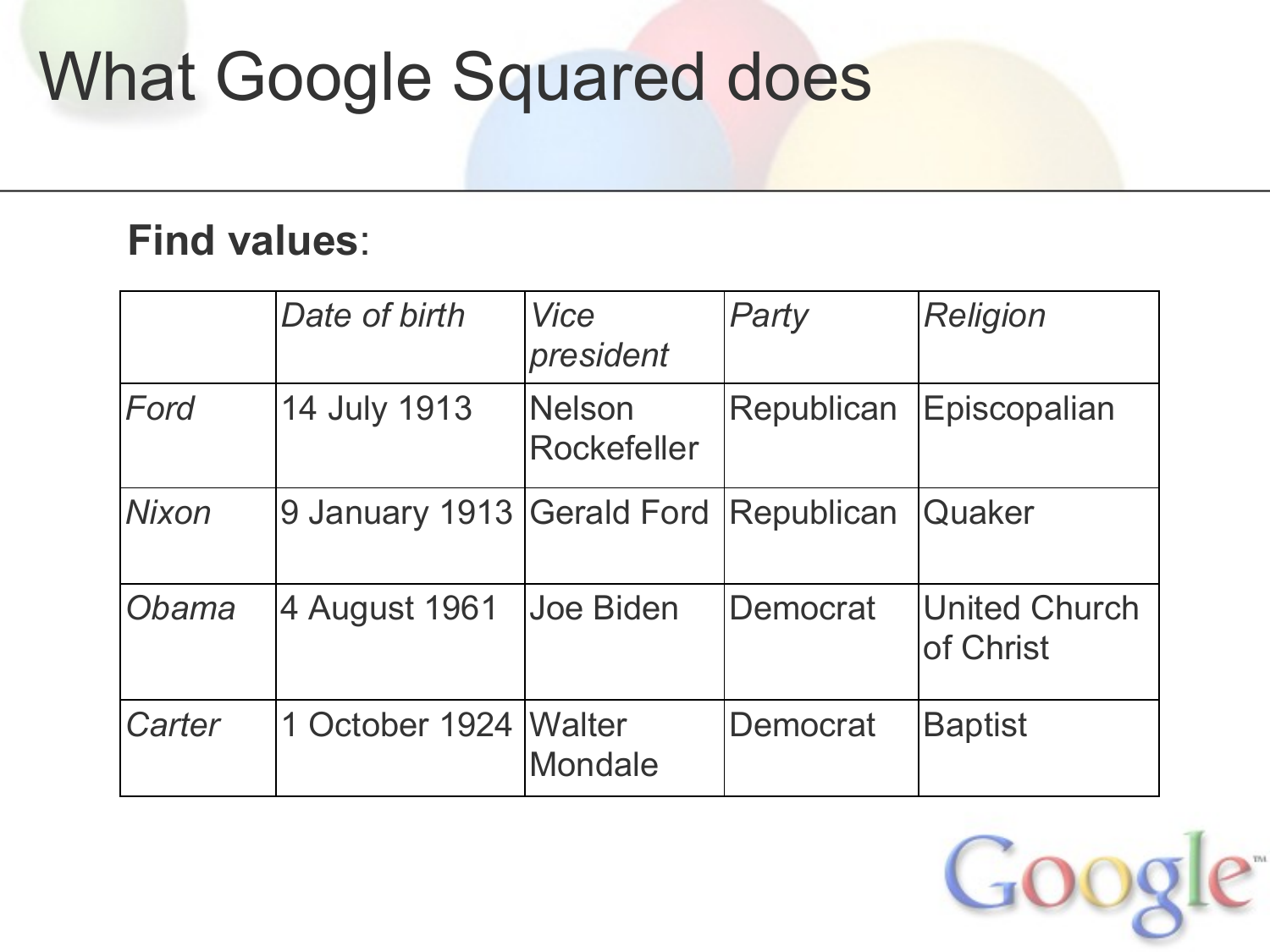# What Google Squared does

**Find values**:

| | *Date of birth* | *Vice president* | *Party* | *Religion* |
|---|---|---|---|---|
| *Ford* | 14 July 1913 | Nelson Rockefeller | Republican | Episcopalian |
| *Nixon* | 9 January 1913 | Gerald Ford | Republican | Quaker |
| *Obama* | 4 August 1961 | Joe Biden | Democrat | United Church of Christ |
| *Carter* | 1 October 1924 | Walter Mondale | Democrat | Baptist |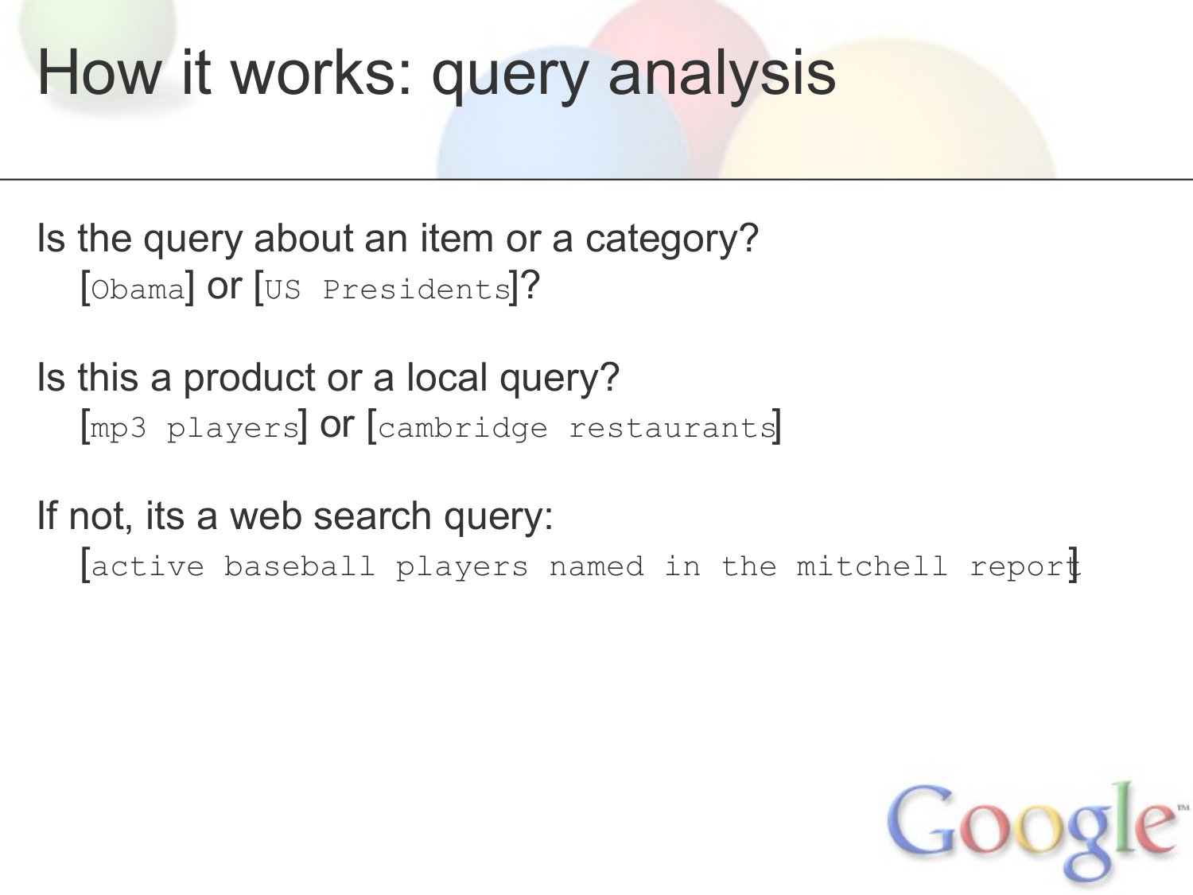# How it works: query analysis

Is the query about an item or a category?

[`Obama`] or [`US Presidents`]?

Is this a product or a local query?

[`mp3 players`] or [`cambridge restaurants`]

If not, its a web search query:

[`active baseball players named in the mitchell report`]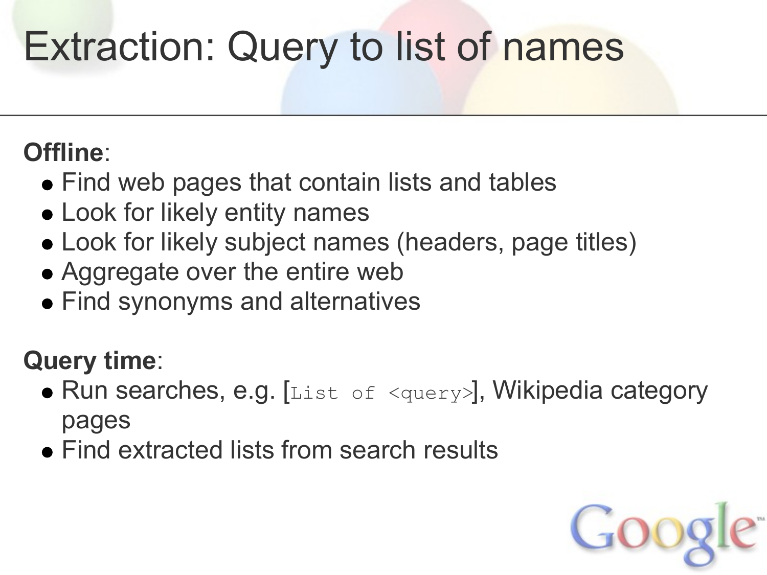# Extraction: Query to list of names

**Offline**:

- Find web pages that contain lists and tables
- Look for likely entity names
- Look for likely subject names (headers, page titles)
- Aggregate over the entire web
- Find synonyms and alternatives

**Query time**:

- Run searches, e.g. [`List of <query>`], Wikipedia category pages
- Find extracted lists from search results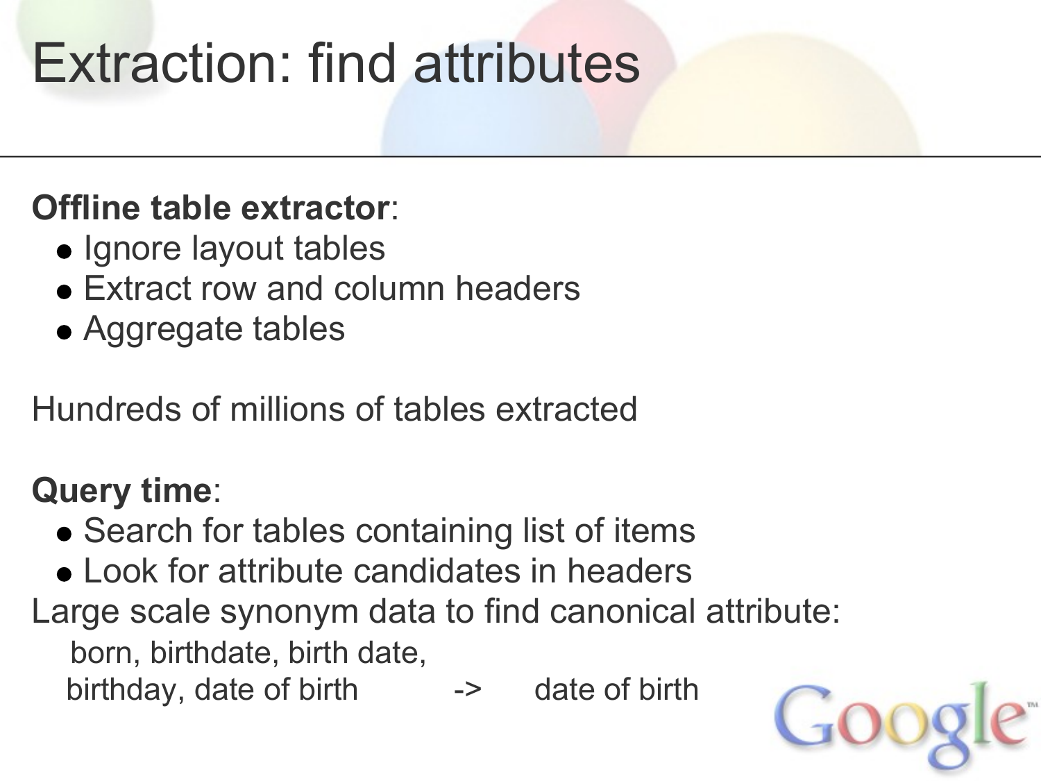# Extraction: find attributes

**Offline table extractor**:

- Ignore layout tables
- Extract row and column headers
- Aggregate tables

Hundreds of millions of tables extracted

**Query time**:

- Search for tables containing list of items
- Look for attribute candidates in headers

Large scale synonym data to find canonical attribute:

born, birthdate, birth date,
birthday, date of birth -> date of birth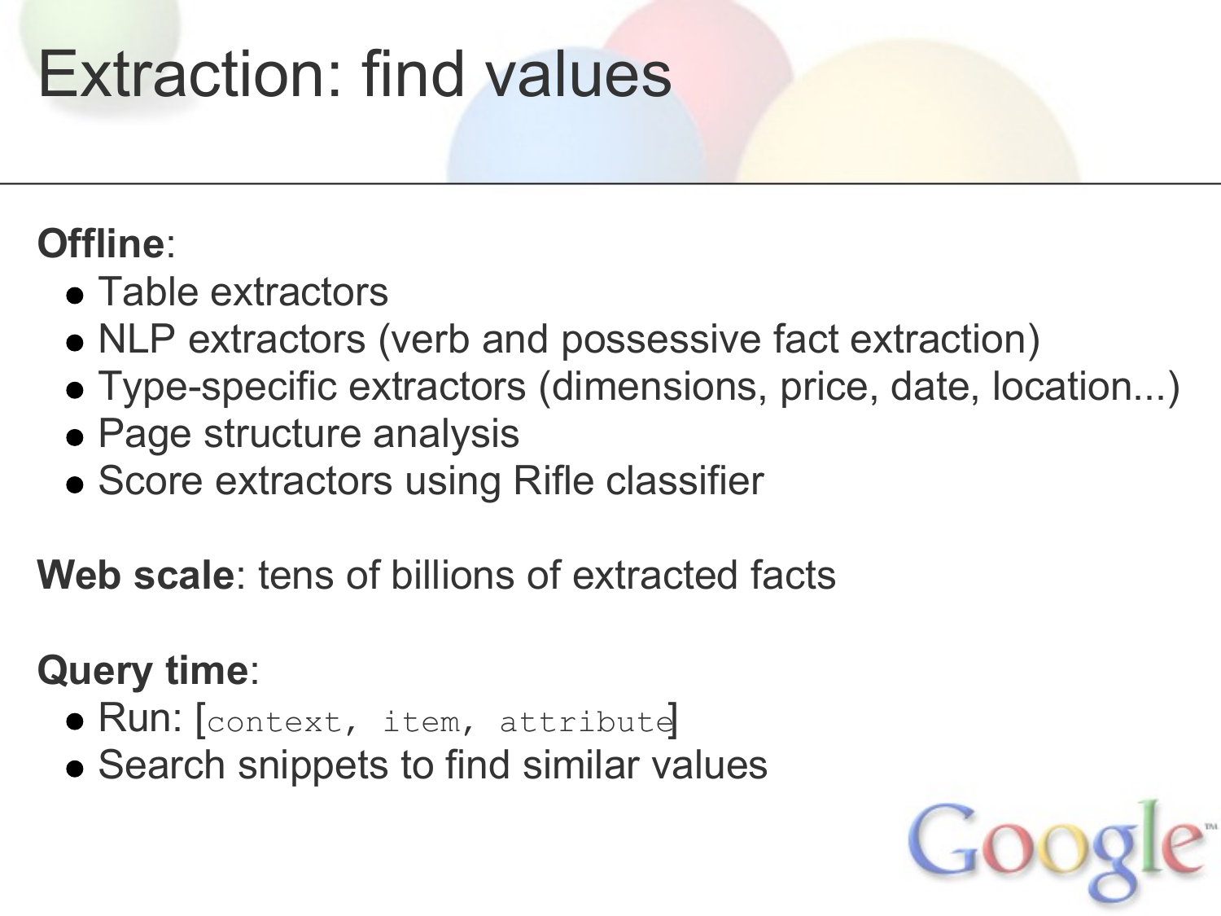# Extraction: find values

**Offline**:

- Table extractors
- NLP extractors (verb and possessive fact extraction)
- Type-specific extractors (dimensions, price, date, location...)
- Page structure analysis
- Score extractors using Rifle classifier

**Web scale**: tens of billions of extracted facts

**Query time**:

- Run: [`context, item, attribute`]
- Search snippets to find similar values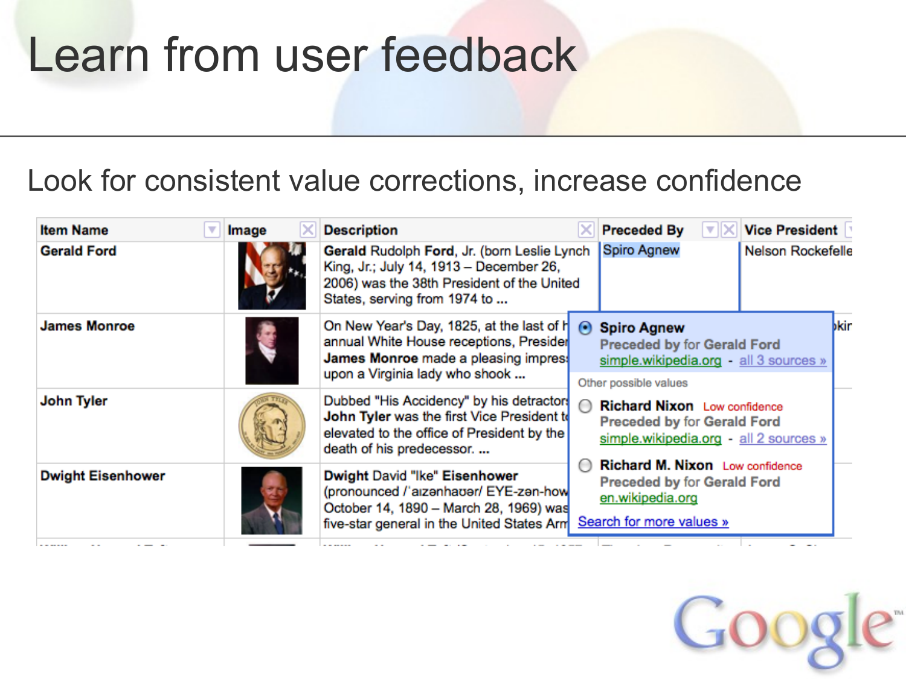# Learn from user feedback

Look for consistent value corrections, increase confidence

| Item Name | Image | Description | Preceded By | Vice President |
|---|---|---|---|---|
| Gerald Ford | | **Gerald** Rudolph **Ford**, Jr. (born Leslie Lynch King, Jr.; July 14, 1913 – December 26, 2006) was the 38th President of the United States, serving from 1974 to ... | Spiro Agnew | Nelson Rockefelle |
| James Monroe | | On New Year's Day, 1825, at the last of h annual White House receptions, Presider **James Monroe** made a pleasing impres upon a Virginia lady who shook ... | | kir |
| John Tyler | | Dubbed "His Accidency" by his detractor **John Tyler** was the first Vice President t elevated to the office of President by the death of his predecessor. ... | | |
| Dwight Eisenhower | | **Dwight** David "Ike" **Eisenhower** (pronounced /ˈaɪzənhaʊər/ EYE-zən-how October 14, 1890 – March 28, 1969) was five-star general in the United States Arm | | |

- ◉ **Spiro Agnew**
  **Preceded by** for **Gerald Ford**
  simple.wikipedia.org - all 3 sources »

Other possible values

- ○ **Richard Nixon** Low confidence
  **Preceded by** for **Gerald Ford**
  simple.wikipedia.org - all 2 sources »
- ○ **Richard M. Nixon** Low confidence
  **Preceded by** for **Gerald Ford**
  en.wikipedia.org

Search for more values »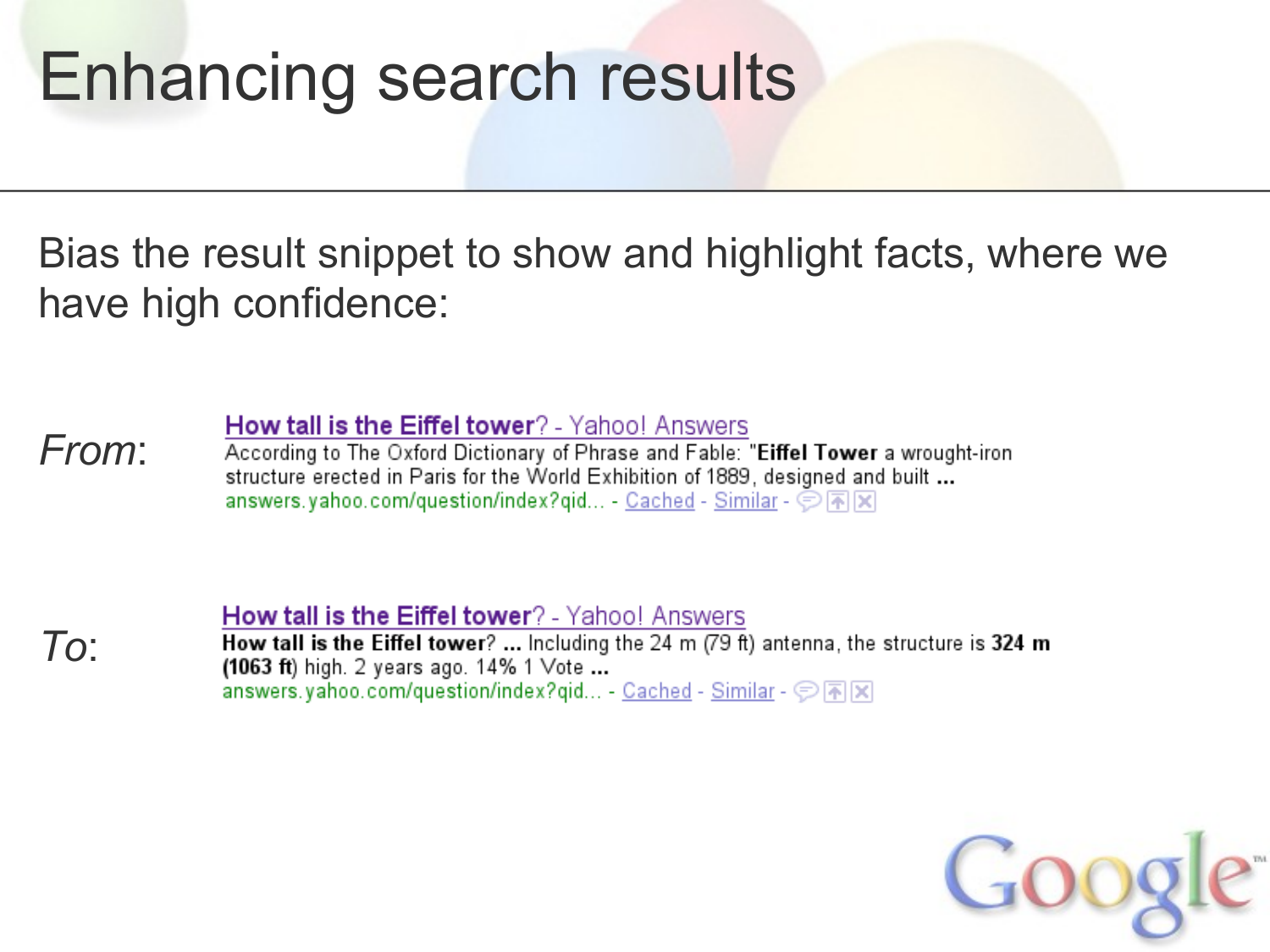# Enhancing search results

Bias the result snippet to show and highlight facts, where we have high confidence:

*From*:

**How tall is the Eiffel tower**? - Yahoo! Answers
According to The Oxford Dictionary of Phrase and Fable: "**Eiffel Tower** a wrought-iron structure erected in Paris for the World Exhibition of 1889, designed and built **...**
answers.yahoo.com/question/index?qid... - Cached - Similar

*To*:

**How tall is the Eiffel tower**? - Yahoo! Answers
**How tall is the Eiffel tower**? **...** Including the 24 m (79 ft) antenna, the structure is **324 m (1063 ft**) high. 2 years ago. 14% 1 Vote **...**
answers.yahoo.com/question/index?qid... - Cached - Similar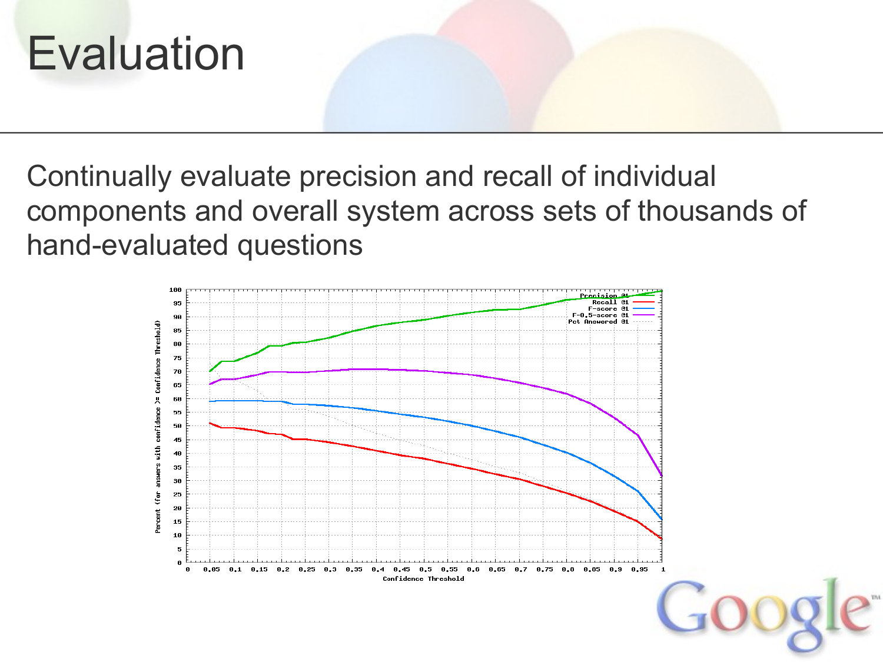# Evaluation

Continually evaluate precision and recall of individual components and overall system across sets of thousands of hand-evaluated questions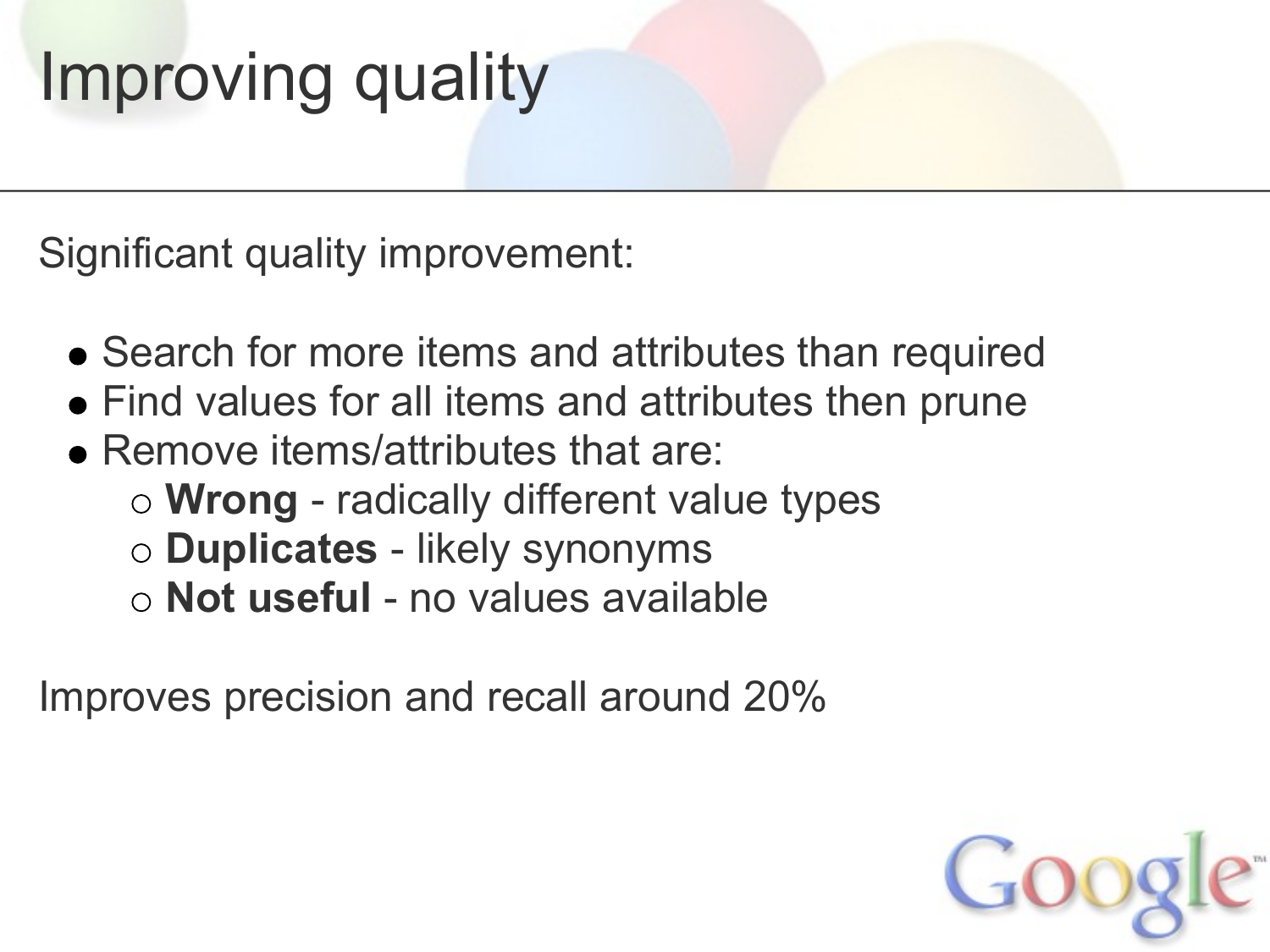# Improving quality

Significant quality improvement:

- Search for more items and attributes than required
- Find values for all items and attributes then prune
- Remove items/attributes that are:
  - **Wrong** - radically different value types
  - **Duplicates** - likely synonyms
  - **Not useful** - no values available

Improves precision and recall around 20%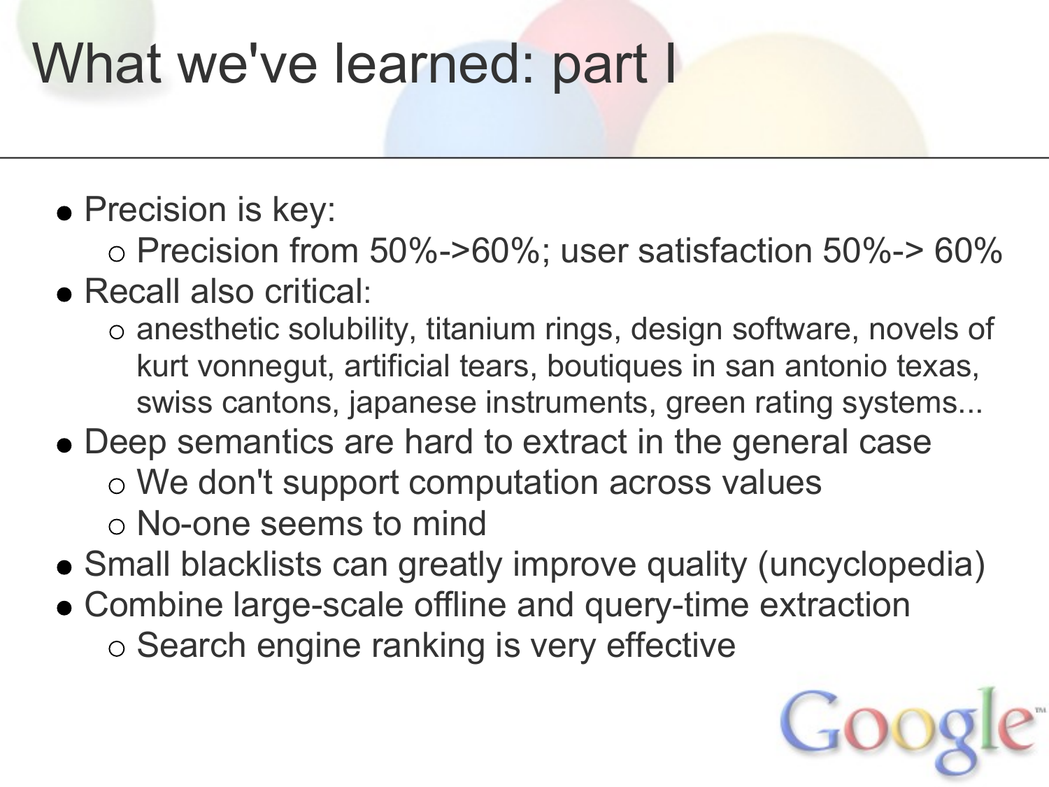# What we've learned: part I

- Precision is key:
  - Precision from 50%->60%; user satisfaction 50%-> 60%
- Recall also critical:
  - anesthetic solubility, titanium rings, design software, novels of kurt vonnegut, artificial tears, boutiques in san antonio texas, swiss cantons, japanese instruments, green rating systems...
- Deep semantics are hard to extract in the general case
  - We don't support computation across values
  - No-one seems to mind
- Small blacklists can greatly improve quality (uncyclopedia)
- Combine large-scale offline and query-time extraction
  - Search engine ranking is very effective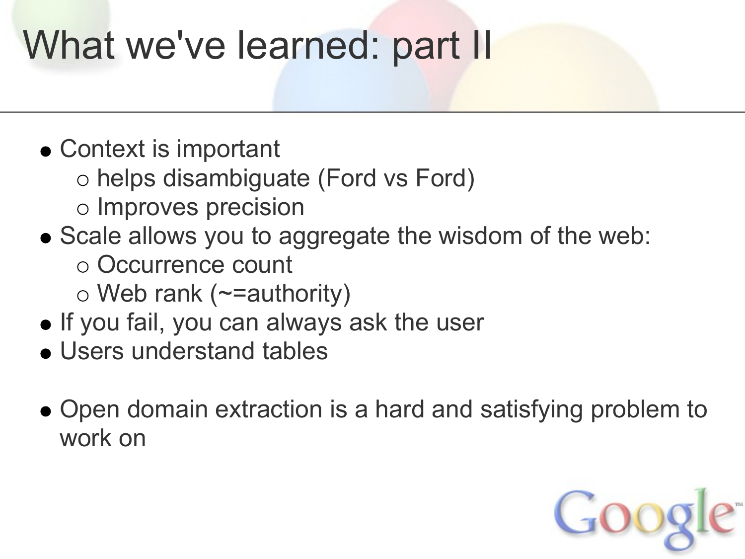# What we've learned: part II

- Context is important
  - helps disambiguate (Ford vs Ford)
  - Improves precision
- Scale allows you to aggregate the wisdom of the web:
  - Occurrence count
  - Web rank (~=authority)
- If you fail, you can always ask the user
- Users understand tables

- Open domain extraction is a hard and satisfying problem to work on